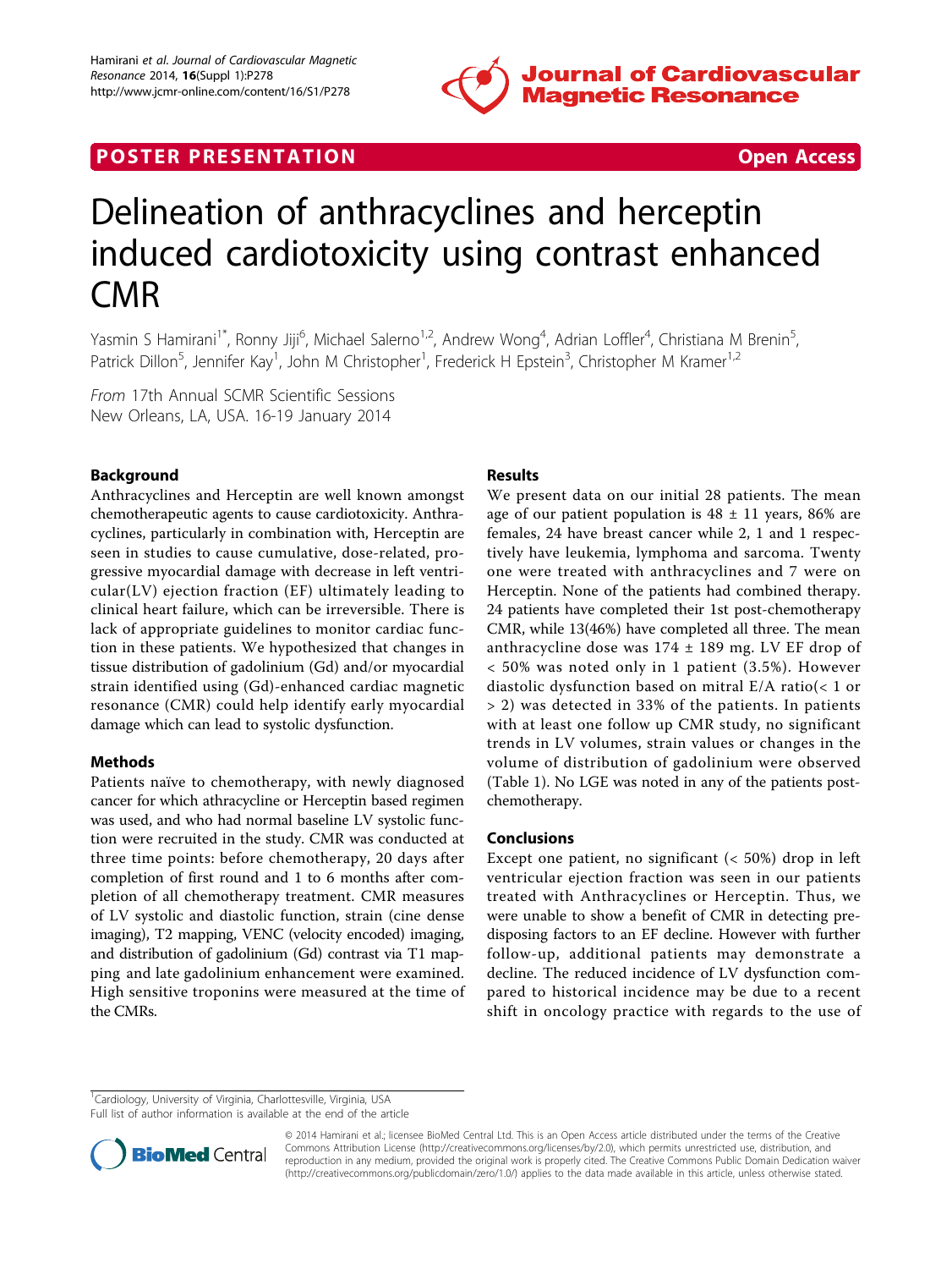POSTER PRESENTATION Open Access

# Delineation of anthracyclines and herceptin induced cardiotoxicity using contrast enhanced CMR

Yasmin S Hamirani[1*], Ronny Jiji[6], Michael Salerno[1,2], Andrew Wong[4], Adrian Loffler[4], Christiana M Brenin[5], Patrick Dillon[5], Jennifer Kay[1], John M Christopher[1], Frederick H Epstein[3], Christopher M Kramer[1,2]

*From* 17th Annual SCMR Scientific Sessions
New Orleans, LA, USA. 16-19 January 2014

## Background

Anthracyclines and Herceptin are well known amongst chemotherapeutic agents to cause cardiotoxicity. Anthracyclines, particularly in combination with, Herceptin are seen in studies to cause cumulative, dose-related, progressive myocardial damage with decrease in left ventricular(LV) ejection fraction (EF) ultimately leading to clinical heart failure, which can be irreversible. There is lack of appropriate guidelines to monitor cardiac function in these patients. We hypothesized that changes in tissue distribution of gadolinium (Gd) and/or myocardial strain identified using (Gd)-enhanced cardiac magnetic resonance (CMR) could help identify early myocardial damage which can lead to systolic dysfunction.

## Methods

Patients naïve to chemotherapy, with newly diagnosed cancer for which athracycline or Herceptin based regimen was used, and who had normal baseline LV systolic function were recruited in the study. CMR was conducted at three time points: before chemotherapy, 20 days after completion of first round and 1 to 6 months after completion of all chemotherapy treatment. CMR measures of LV systolic and diastolic function, strain (cine dense imaging), T2 mapping, VENC (velocity encoded) imaging, and distribution of gadolinium (Gd) contrast via T1 mapping and late gadolinium enhancement were examined. High sensitive troponins were measured at the time of the CMRs.

## Results

We present data on our initial 28 patients. The mean age of our patient population is 48 ± 11 years, 86% are females, 24 have breast cancer while 2, 1 and 1 respectively have leukemia, lymphoma and sarcoma. Twenty one were treated with anthracyclines and 7 were on Herceptin. None of the patients had combined therapy. 24 patients have completed their 1st post-chemotherapy CMR, while 13(46%) have completed all three. The mean anthracycline dose was 174 ± 189 mg. LV EF drop of < 50% was noted only in 1 patient (3.5%). However diastolic dysfunction based on mitral E/A ratio(< 1 or > 2) was detected in 33% of the patients. In patients with at least one follow up CMR study, no significant trends in LV volumes, strain values or changes in the volume of distribution of gadolinium were observed (Table 1). No LGE was noted in any of the patients post-chemotherapy.

## Conclusions

Except one patient, no significant (< 50%) drop in left ventricular ejection fraction was seen in our patients treated with Anthracyclines or Herceptin. Thus, we were unable to show a benefit of CMR in detecting predisposing factors to an EF decline. However with further follow-up, additional patients may demonstrate a decline. The reduced incidence of LV dysfunction compared to historical incidence may be due to a recent shift in oncology practice with regards to the use of

[1]Cardiology, University of Virginia, Charlottesville, Virginia, USA
Full list of author information is available at the end of the article

© 2014 Hamirani et al.; licensee BioMed Central Ltd. This is an Open Access article distributed under the terms of the Creative Commons Attribution License (http://creativecommons.org/licenses/by/2.0), which permits unrestricted use, distribution, and reproduction in any medium, provided the original work is properly cited. The Creative Commons Public Domain Dedication waiver (http://creativecommons.org/publicdomain/zero/1.0/) applies to the data made available in this article, unless otherwise stated.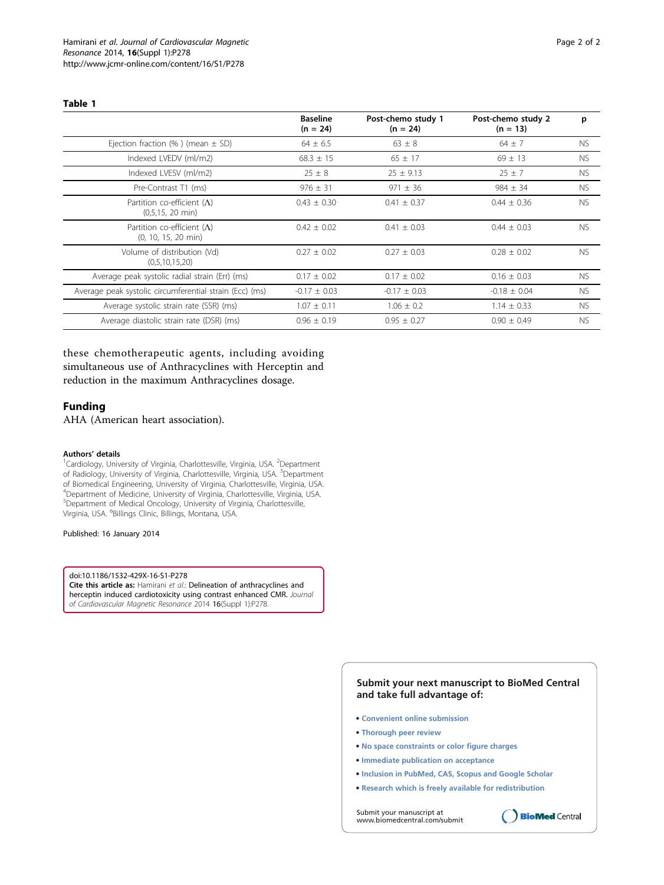**Table 1**

| | Baseline (n = 24) | Post-chemo study 1 (n = 24) | Post-chemo study 2 (n = 13) | p |
|---|---|---|---|---|
| Ejection fraction (% ) (mean ± SD) | 64 ± 6.5 | 63 ± 8 | 64 ± 7 | NS |
| Indexed LVEDV (ml/m2) | 68.3 ± 15 | 65 ± 17 | 69 ± 13 | NS |
| Indexed LVESV (ml/m2) | 25 ± 8 | 25 ± 9.13 | 25 ± 7 | NS |
| Pre-Contrast T1 (ms) | 976 ± 31 | 971 ± 36 | 984 ± 34 | NS |
| Partition co-efficient (Λ) (0,5,15, 20 min) | 0.43 ± 0.30 | 0.41 ± 0.37 | 0.44 ± 0.36 | NS |
| Partition co-efficient (Λ) (0, 10, 15, 20 min) | 0.42 ± 0.02 | 0.41 ± 0.03 | 0.44 ± 0.03 | NS |
| Volume of distribution (Vd) (0,5,10,15,20) | 0.27 ± 0.02 | 0.27 ± 0.03 | 0.28 ± 0.02 | NS |
| Average peak systolic radial strain (Err) (ms) | 0.17 ± 0.02 | 0.17 ± 0.02 | 0.16 ± 0.03 | NS |
| Average peak systolic circumferential strain (Ecc) (ms) | -0.17 ± 0.03 | -0.17 ± 0.03 | -0.18 ± 0.04 | NS |
| Average systolic strain rate (SSR) (ms) | 1.07 ± 0.11 | 1.06 ± 0.2 | 1.14 ± 0.33 | NS |
| Average diastolic strain rate (DSR) (ms) | 0.96 ± 0.19 | 0.95 ± 0.27 | 0.90 ± 0.49 | NS |

these chemotherapeutic agents, including avoiding simultaneous use of Anthracyclines with Herceptin and reduction in the maximum Anthracyclines dosage.

## Funding

AHA (American heart association).

#### Authors' details

[1]Cardiology, University of Virginia, Charlottesville, Virginia, USA. [2]Department of Radiology, University of Virginia, Charlottesville, Virginia, USA. [3]Department of Biomedical Engineering, University of Virginia, Charlottesville, Virginia, USA. [4]Department of Medicine, University of Virginia, Charlottesville, Virginia, USA. [5]Department of Medical Oncology, University of Virginia, Charlottesville, Virginia, USA. [6]Billings Clinic, Billings, Montana, USA.

Published: 16 January 2014

doi:10.1186/1532-429X-16-S1-P278

**Cite this article as:** Hamirani *et al.*: Delineation of anthracyclines and herceptin induced cardiotoxicity using contrast enhanced CMR. *Journal of Cardiovascular Magnetic Resonance* 2014 **16**(Suppl 1):P278.

**Submit your next manuscript to BioMed Central and take full advantage of:**

- Convenient online submission
- Thorough peer review
- No space constraints or color figure charges
- Immediate publication on acceptance
- Inclusion in PubMed, CAS, Scopus and Google Scholar
- Research which is freely available for redistribution

Submit your manuscript at www.biomedcentral.com/submit

BioMed Central